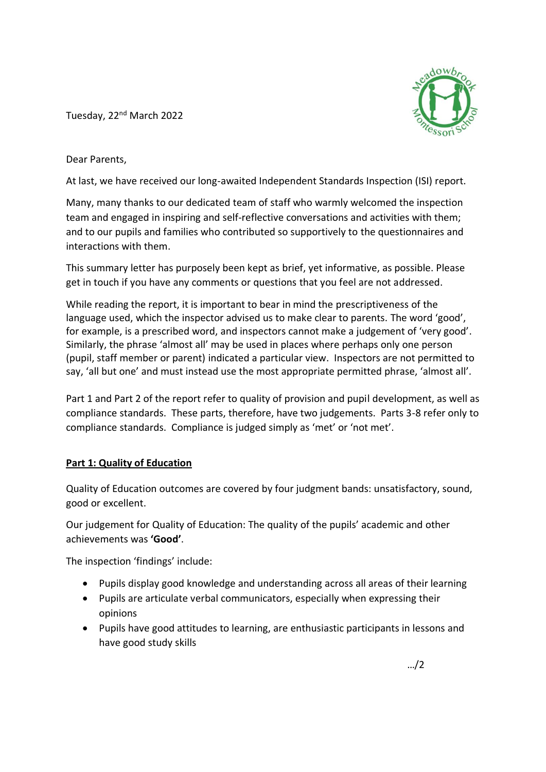Tuesday, 22nd March 2022

Dear Parents,

At last, we have received our long-awaited Independent Standards Inspection (ISI) report.

Many, many thanks to our dedicated team of staff who warmly welcomed the inspection team and engaged in inspiring and self-reflective conversations and activities with them; and to our pupils and families who contributed so supportively to the questionnaires and interactions with them.

This summary letter has purposely been kept as brief, yet informative, as possible. Please get in touch if you have any comments or questions that you feel are not addressed.

While reading the report, it is important to bear in mind the prescriptiveness of the language used, which the inspector advised us to make clear to parents. The word 'good', for example, is a prescribed word, and inspectors cannot make a judgement of 'very good'. Similarly, the phrase 'almost all' may be used in places where perhaps only one person (pupil, staff member or parent) indicated a particular view. Inspectors are not permitted to say, 'all but one' and must instead use the most appropriate permitted phrase, 'almost all'.

Part 1 and Part 2 of the report refer to quality of provision and pupil development, as well as compliance standards. These parts, therefore, have two judgements. Parts 3-8 refer only to compliance standards. Compliance is judged simply as 'met' or 'not met'.

## Part 1: Quality of Education

Quality of Education outcomes are covered by four judgment bands: unsatisfactory, sound, good or excellent.

Our judgement for Quality of Education: The quality of the pupils' academic and other achievements was **'Good'**.

The inspection 'findings' include:

- Pupils display good knowledge and understanding across all areas of their learning
- Pupils are articulate verbal communicators, especially when expressing their opinions
- Pupils have good attitudes to learning, are enthusiastic participants in lessons and have good study skills

.../2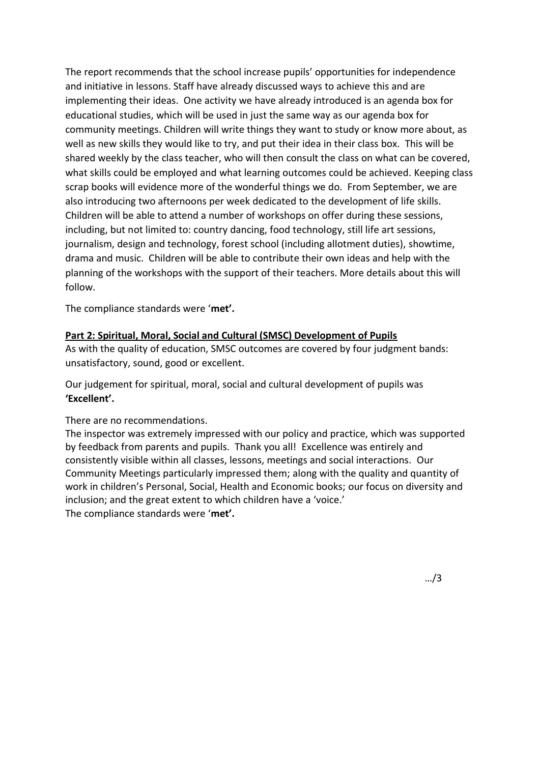The report recommends that the school increase pupils' opportunities for independence and initiative in lessons. Staff have already discussed ways to achieve this and are implementing their ideas. One activity we have already introduced is an agenda box for educational studies, which will be used in just the same way as our agenda box for community meetings. Children will write things they want to study or know more about, as well as new skills they would like to try, and put their idea in their class box. This will be shared weekly by the class teacher, who will then consult the class on what can be covered, what skills could be employed and what learning outcomes could be achieved. Keeping class scrap books will evidence more of the wonderful things we do. From September, we are also introducing two afternoons per week dedicated to the development of life skills. Children will be able to attend a number of workshops on offer during these sessions, including, but not limited to: country dancing, food technology, still life art sessions, journalism, design and technology, forest school (including allotment duties), showtime, drama and music. Children will be able to contribute their own ideas and help with the planning of the workshops with the support of their teachers. More details about this will follow.

The compliance standards were '**met'.**

**Part 2: Spiritual, Moral, Social and Cultural (SMSC) Development of Pupils**

As with the quality of education, SMSC outcomes are covered by four judgment bands: unsatisfactory, sound, good or excellent.

Our judgement for spiritual, moral, social and cultural development of pupils was **'Excellent'.**

There are no recommendations.

The inspector was extremely impressed with our policy and practice, which was supported by feedback from parents and pupils. Thank you all! Excellence was entirely and consistently visible within all classes, lessons, meetings and social interactions. Our Community Meetings particularly impressed them; along with the quality and quantity of work in children's Personal, Social, Health and Economic books; our focus on diversity and inclusion; and the great extent to which children have a 'voice.'

The compliance standards were '**met'.**

…/3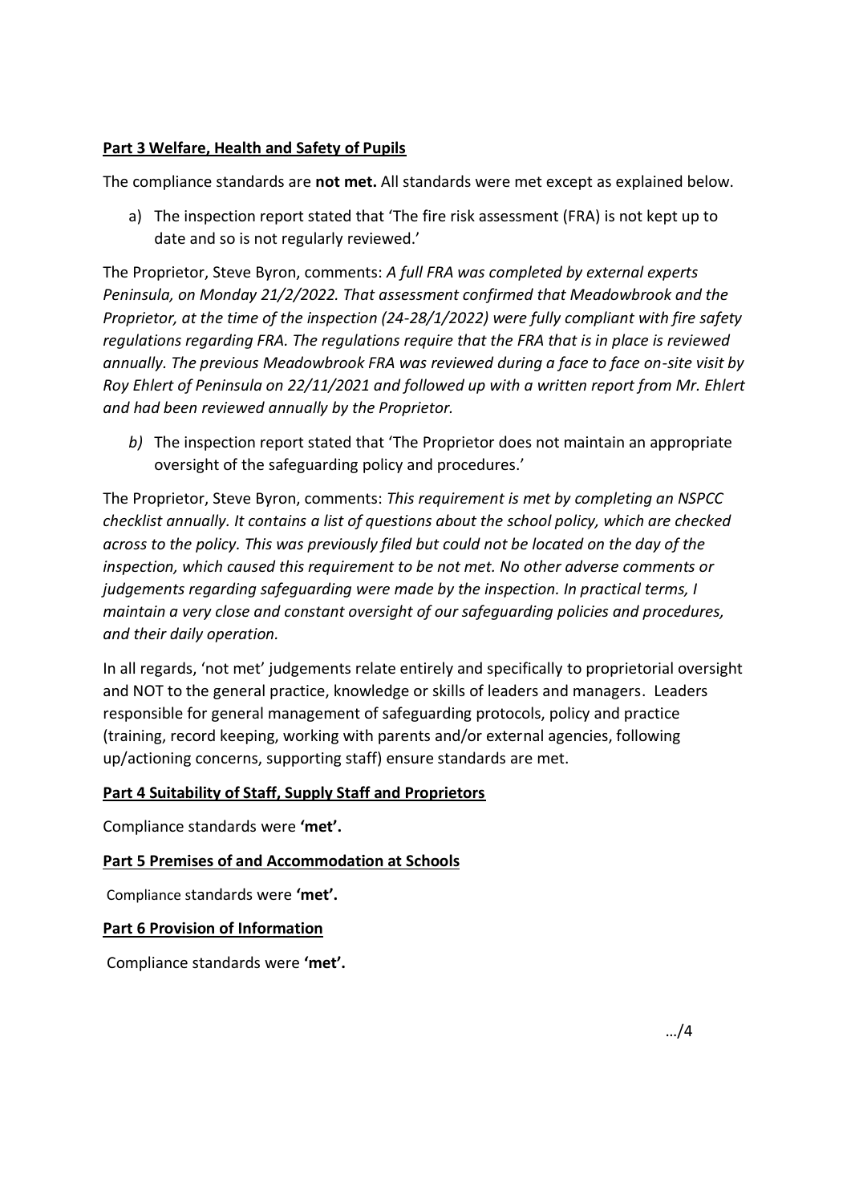**Part 3 Welfare, Health and Safety of Pupils**

The compliance standards are **not met.** All standards were met except as explained below.

a) The inspection report stated that 'The fire risk assessment (FRA) is not kept up to date and so is not regularly reviewed.'

The Proprietor, Steve Byron, comments: *A full FRA was completed by external experts Peninsula, on Monday 21/2/2022. That assessment confirmed that Meadowbrook and the Proprietor, at the time of the inspection (24-28/1/2022) were fully compliant with fire safety regulations regarding FRA. The regulations require that the FRA that is in place is reviewed annually. The previous Meadowbrook FRA was reviewed during a face to face on-site visit by Roy Ehlert of Peninsula on 22/11/2021 and followed up with a written report from Mr. Ehlert and had been reviewed annually by the Proprietor.*

*b)* The inspection report stated that 'The Proprietor does not maintain an appropriate oversight of the safeguarding policy and procedures.'

The Proprietor, Steve Byron, comments: *This requirement is met by completing an NSPCC checklist annually. It contains a list of questions about the school policy, which are checked across to the policy. This was previously filed but could not be located on the day of the inspection, which caused this requirement to be not met. No other adverse comments or judgements regarding safeguarding were made by the inspection. In practical terms, I maintain a very close and constant oversight of our safeguarding policies and procedures, and their daily operation.*

In all regards, 'not met' judgements relate entirely and specifically to proprietorial oversight and NOT to the general practice, knowledge or skills of leaders and managers. Leaders responsible for general management of safeguarding protocols, policy and practice (training, record keeping, working with parents and/or external agencies, following up/actioning concerns, supporting staff) ensure standards are met.

**Part 4 Suitability of Staff, Supply Staff and Proprietors**

Compliance standards were **'met'.**

**Part 5 Premises of and Accommodation at Schools**

Compliance standards were **'met'.**

**Part 6 Provision of Information**

Compliance standards were **'met'.**

…/4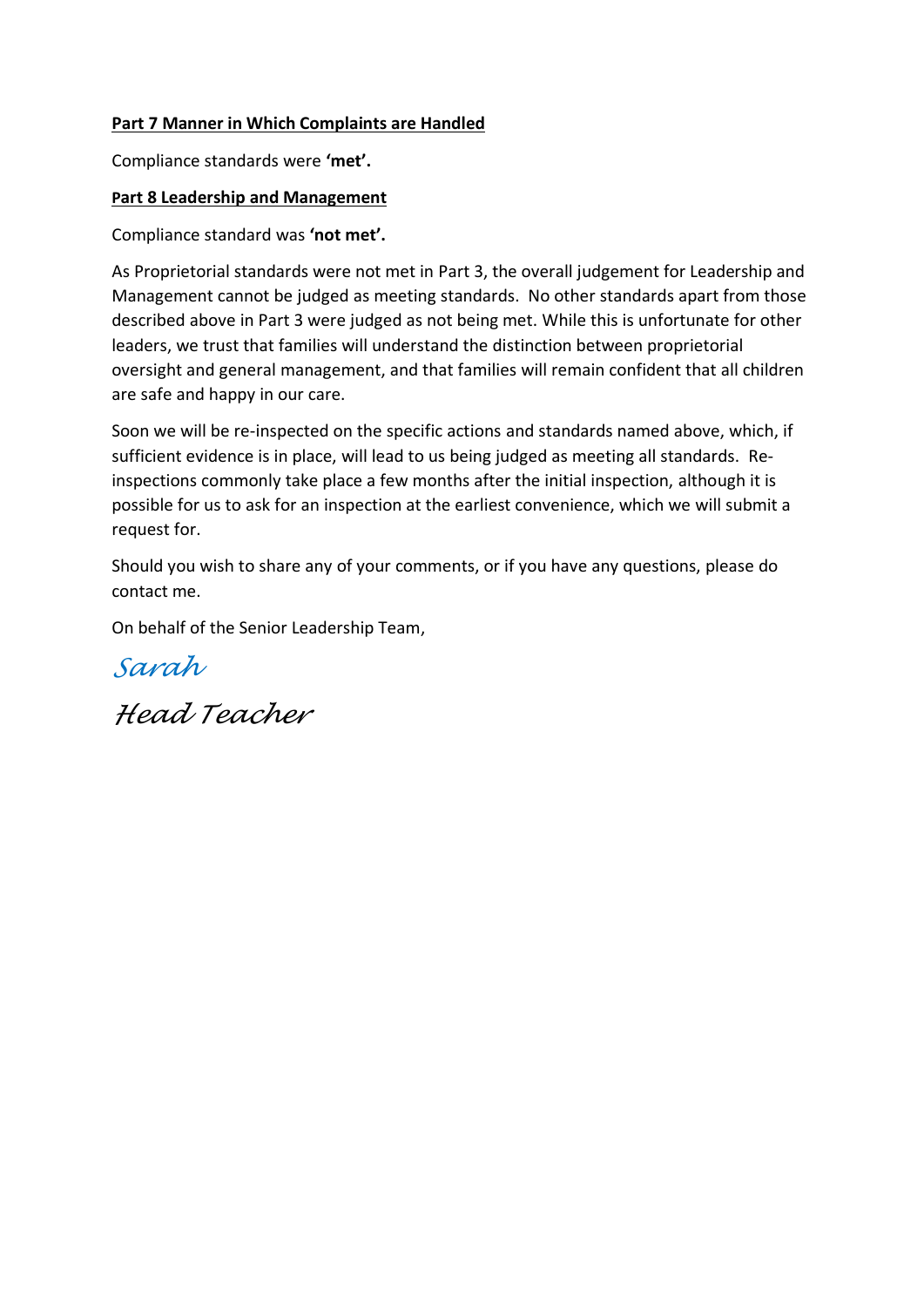**Part 7 Manner in Which Complaints are Handled**

Compliance standards were **'met'.**

**Part 8 Leadership and Management**

Compliance standard was **'not met'.**

As Proprietorial standards were not met in Part 3, the overall judgement for Leadership and Management cannot be judged as meeting standards. No other standards apart from those described above in Part 3 were judged as not being met. While this is unfortunate for other leaders, we trust that families will understand the distinction between proprietorial oversight and general management, and that families will remain confident that all children are safe and happy in our care.

Soon we will be re-inspected on the specific actions and standards named above, which, if sufficient evidence is in place, will lead to us being judged as meeting all standards. Re-inspections commonly take place a few months after the initial inspection, although it is possible for us to ask for an inspection at the earliest convenience, which we will submit a request for.

Should you wish to share any of your comments, or if you have any questions, please do contact me.

On behalf of the Senior Leadership Team,

*Sarah*

*Head Teacher*